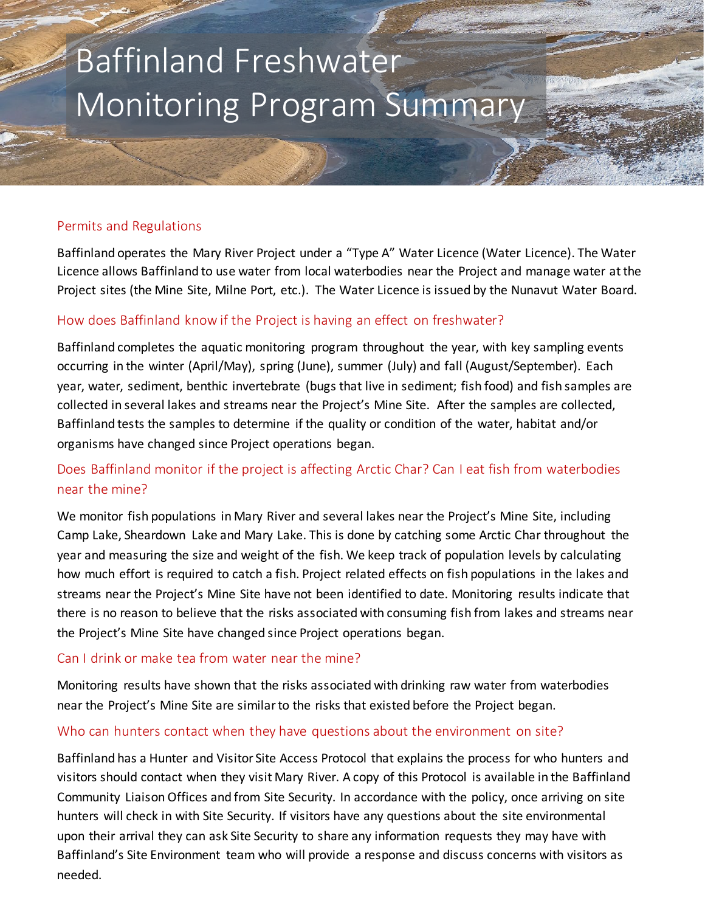# Baffinland Freshwater Monitoring Program Summary

## Permits and Regulations

Baffinland operates the Mary River Project under a "Type A" Water Licence (Water Licence). The Water Licence allows Baffinland to use water from local waterbodies near the Project and manage water at the Project sites (the Mine Site, Milne Port, etc.). The Water Licence is issued by the Nunavut Water Board.

## How does Baffinland know if the Project is having an effect on freshwater?

Baffinland completes the aquatic monitoring program throughout the year, with key sampling events occurring in the winter (April/May), spring (June), summer (July) and fall (August/September). Each year, water, sediment, benthic invertebrate (bugs that live in sediment; fish food) and fish samples are collected in several lakes and streams near the Project's Mine Site. After the samples are collected, Baffinland tests the samples to determine if the quality or condition of the water, habitat and/or organisms have changed since Project operations began.

## Does Baffinland monitor if the project is affecting Arctic Char? Can I eat fish from waterbodies near the mine?

We monitor fish populations in Mary River and several lakes near the Project's Mine Site, including Camp Lake, Sheardown Lake and Mary Lake. This is done by catching some Arctic Char throughout the year and measuring the size and weight of the fish. We keep track of population levels by calculating how much effort is required to catch a fish. Project related effects on fish populations in the lakes and streams near the Project's Mine Site have not been identified to date. Monitoring results indicate that there is no reason to believe that the risks associated with consuming fish from lakes and streams near the Project's Mine Site have changed since Project operations began.

## Can I drink or make tea from water near the mine?

Monitoring results have shown that the risks associated with drinking raw water from waterbodies near the Project's Mine Site are similar to the risks that existed before the Project began.

## Who can hunters contact when they have questions about the environment on site?

Baffinland has a Hunter and Visitor Site Access Protocol that explains the process for who hunters and visitors should contact when they visit Mary River. A copy of this Protocol is available in the Baffinland Community Liaison Offices and from Site Security. In accordance with the policy, once arriving on site hunters will check in with Site Security. If visitors have any questions about the site environmental upon their arrival they can ask Site Security to share any information requests they may have with Baffinland's Site Environment team who will provide a response and discuss concerns with visitors as needed.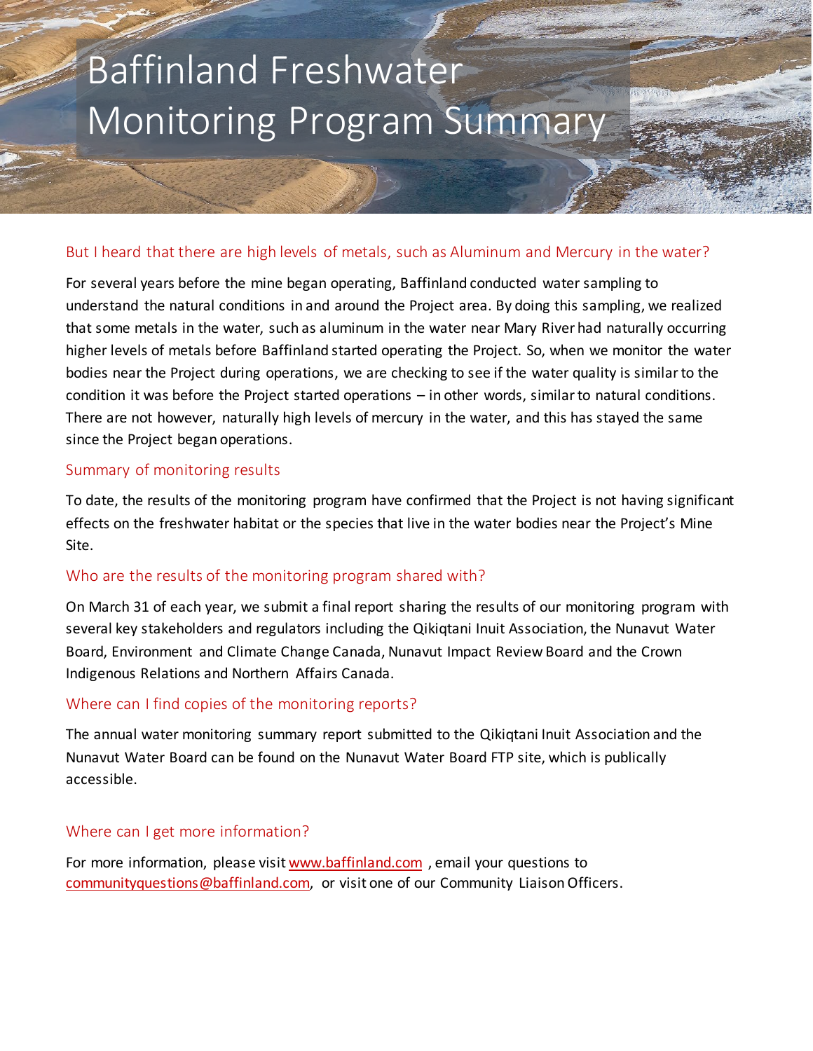# Baffinland Freshwater Monitoring Program Summary

## But I heard that there are high levels of metals, such as Aluminum and Mercury in the water?

For several years before the mine began operating, Baffinland conducted water sampling to understand the natural conditions in and around the Project area. By doing this sampling, we realized that some metals in the water, such as aluminum in the water near Mary River had naturally occurring higher levels of metals before Baffinland started operating the Project. So, when we monitor the water bodies near the Project during operations, we are checking to see if the water quality is similar to the condition it was before the Project started operations – in other words, similar to natural conditions. There are not however, naturally high levels of mercury in the water, and this has stayed the same since the Project began operations.

## Summary of monitoring results

To date, the results of the monitoring program have confirmed that the Project is not having significant effects on the freshwater habitat or the species that live in the water bodies near the Project's Mine Site.

## Who are the results of the monitoring program shared with?

On March 31 of each year, we submit a final report sharing the results of our monitoring program with several key stakeholders and regulators including the Qikiqtani Inuit Association, the Nunavut Water Board, Environment and Climate Change Canada, Nunavut Impact Review Board and the Crown Indigenous Relations and Northern Affairs Canada.

## Where can I find copies of the monitoring reports?

The annual water monitoring summary report submitted to the Qikiqtani Inuit Association and the Nunavut Water Board can be found on the Nunavut Water Board FTP site, which is publically accessible.

## Where can I get more information?

For more information, please visit www.baffinland.com , email your questions to communityquestions@baffinland.com, or visit one of our Community Liaison Officers.